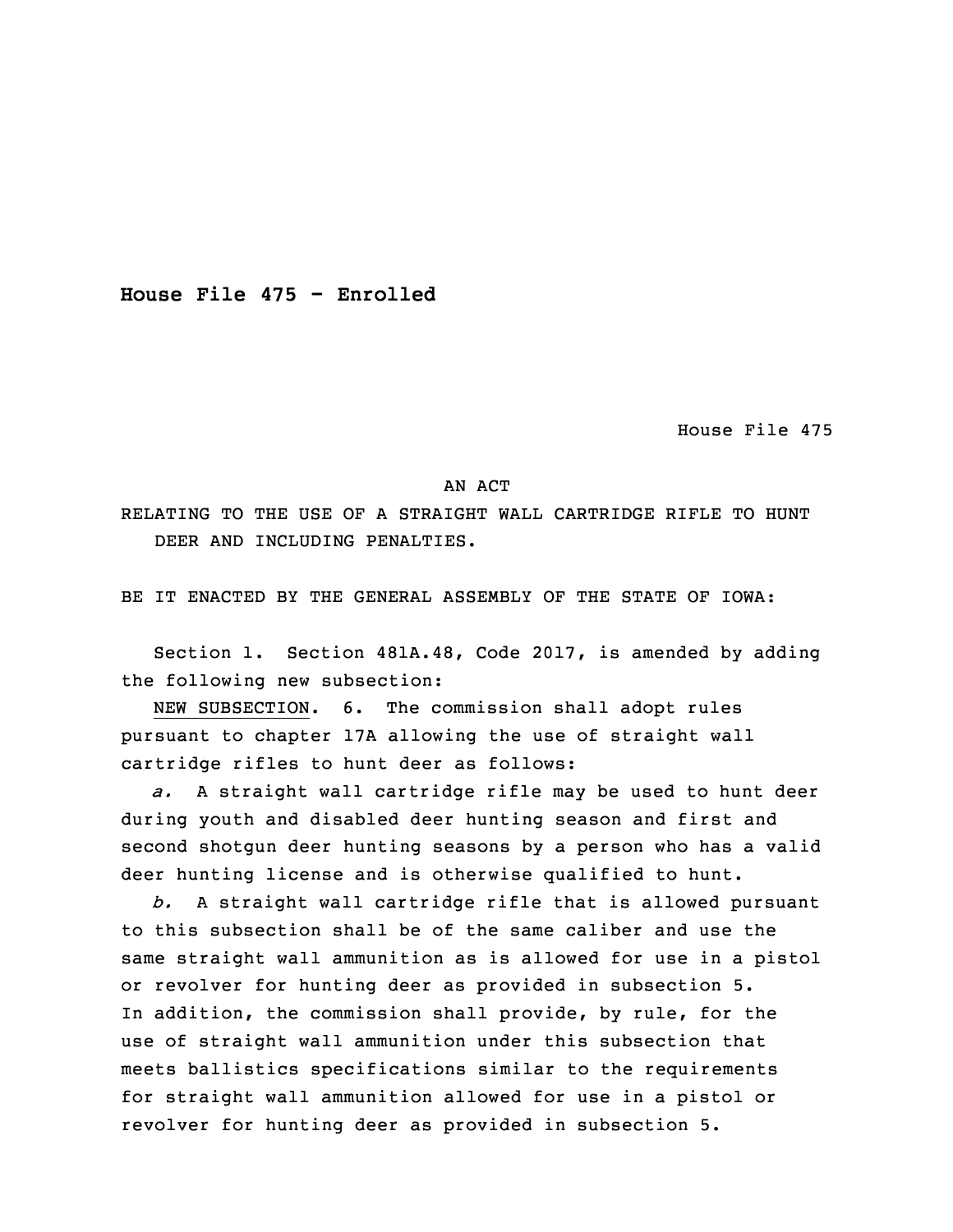**House File 475 - Enrolled**

House File 475

AN ACT

RELATING TO THE USE OF A STRAIGHT WALL CARTRIDGE RIFLE TO HUNT DEER AND INCLUDING PENALTIES.

BE IT ENACTED BY THE GENERAL ASSEMBLY OF THE STATE OF IOWA:

Section 1. Section 481A.48, Code 2017, is amended by adding the following new subsection:

NEW SUBSECTION. 6. The commission shall adopt rules pursuant to chapter 17A allowing the use of straight wall cartridge rifles to hunt deer as follows:

*a.* A straight wall cartridge rifle may be used to hunt deer during youth and disabled deer hunting season and first and second shotgun deer hunting seasons by a person who has a valid deer hunting license and is otherwise qualified to hunt.

*b.* A straight wall cartridge rifle that is allowed pursuant to this subsection shall be of the same caliber and use the same straight wall ammunition as is allowed for use in a pistol or revolver for hunting deer as provided in subsection 5. In addition, the commission shall provide, by rule, for the use of straight wall ammunition under this subsection that meets ballistics specifications similar to the requirements for straight wall ammunition allowed for use in a pistol or revolver for hunting deer as provided in subsection 5.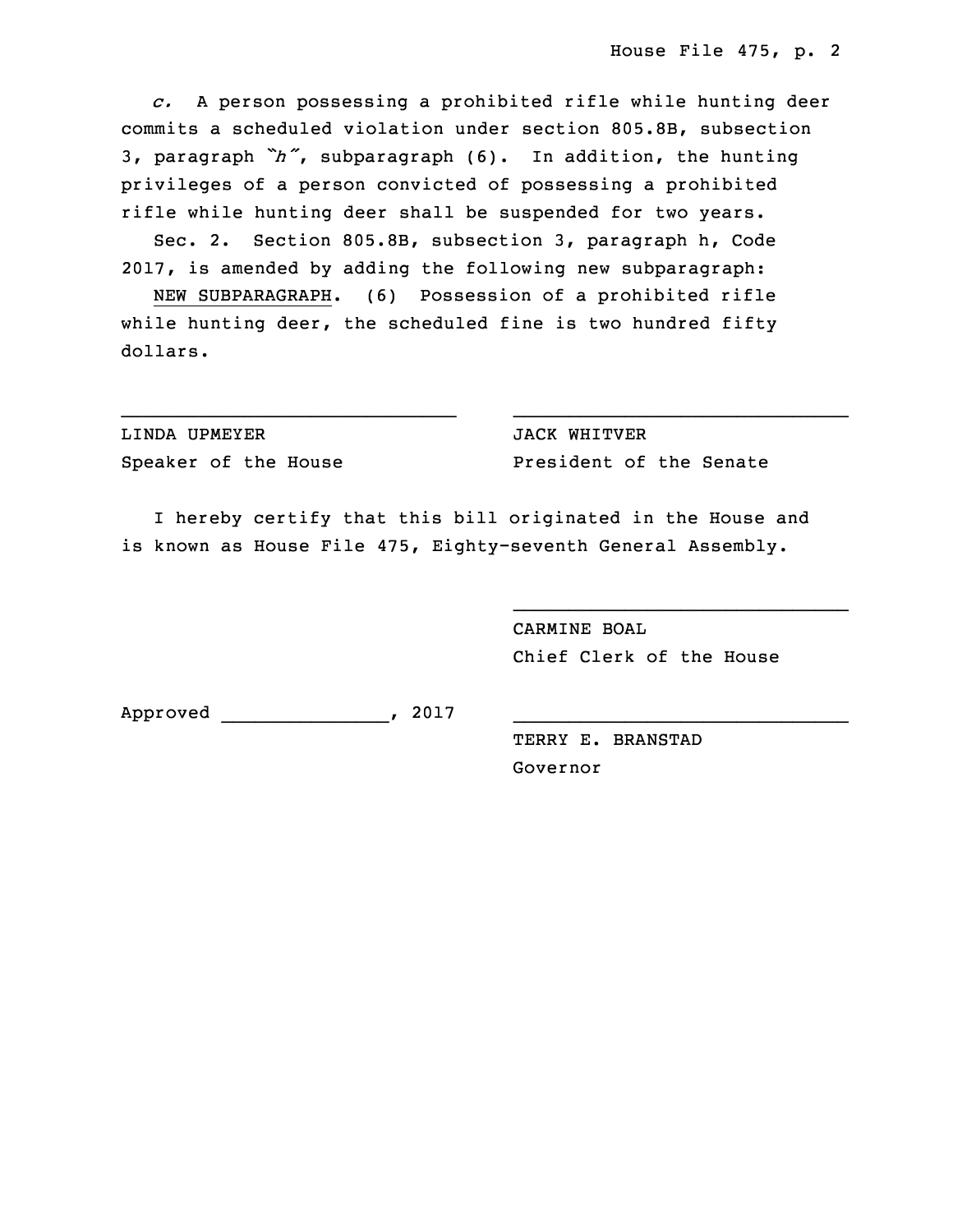*c.* A person possessing a prohibited rifle while hunting deer commits a scheduled violation under section 805.8B, subsection 3, paragraph "*h*", subparagraph (6). In addition, the hunting privileges of a person convicted of possessing a prohibited rifle while hunting deer shall be suspended for two years.

Sec. 2. Section 805.8B, subsection 3, paragraph h, Code 2017, is amended by adding the following new subparagraph:

NEW SUBPARAGRAPH. (6) Possession of a prohibited rifle while hunting deer, the scheduled fine is two hundred fifty dollars.

\_\_\_\_\_\_\_\_\_\_\_\_\_\_\_\_\_\_\_\_\_\_\_\_\_\_\_\_\_\_
LINDA UPMEYER
Speaker of the House

\_\_\_\_\_\_\_\_\_\_\_\_\_\_\_\_\_\_\_\_\_\_\_\_\_\_\_\_\_\_
JACK WHITVER
President of the Senate

I hereby certify that this bill originated in the House and is known as House File 475, Eighty-seventh General Assembly.

\_\_\_\_\_\_\_\_\_\_\_\_\_\_\_\_\_\_\_\_\_\_\_\_\_\_\_\_\_\_
CARMINE BOAL
Chief Clerk of the House

Approved \_\_\_\_\_\_\_\_\_\_\_\_\_\_, 2017

\_\_\_\_\_\_\_\_\_\_\_\_\_\_\_\_\_\_\_\_\_\_\_\_\_\_\_\_\_\_
TERRY E. BRANSTAD
Governor